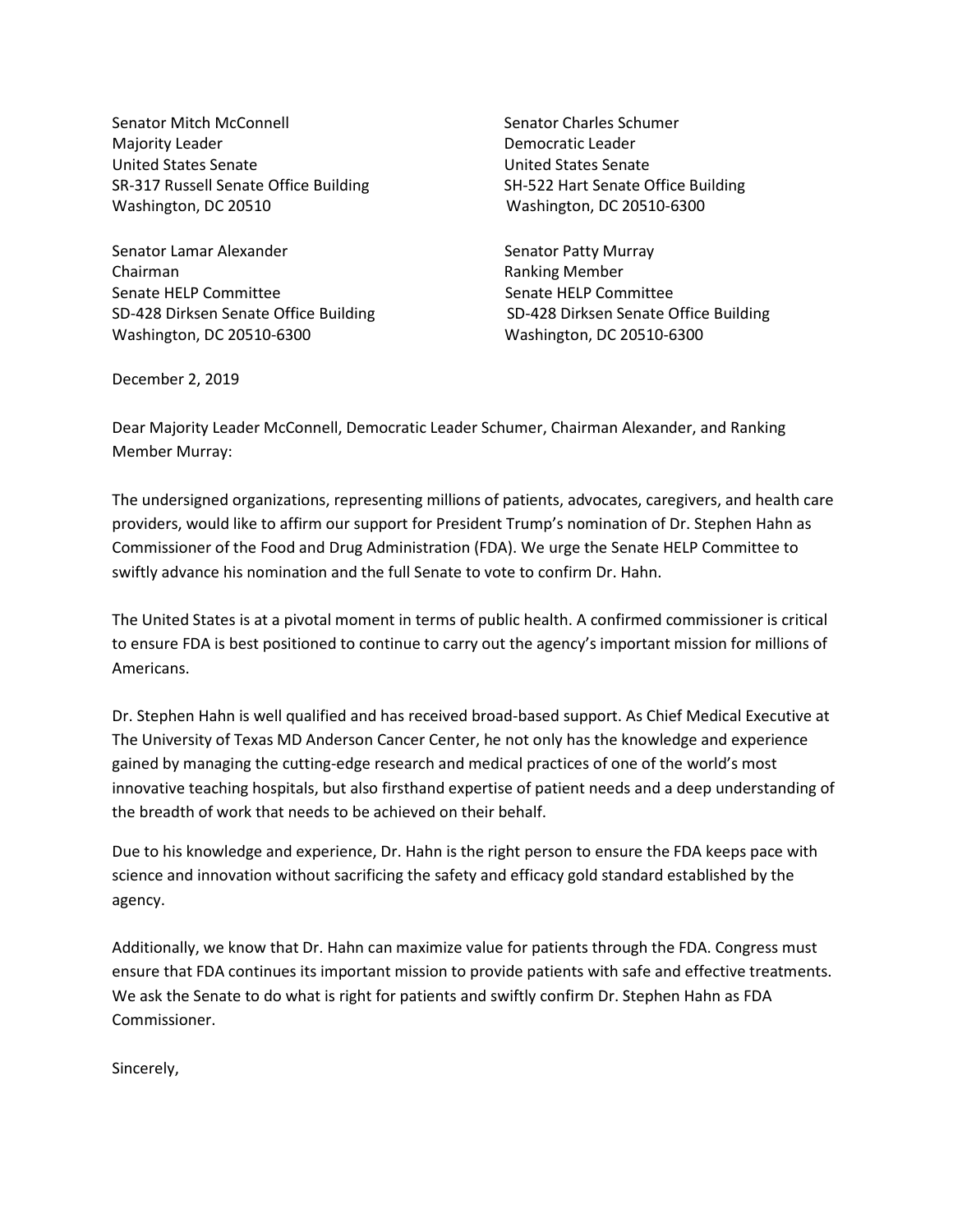Senator Mitch McConnell
Majority Leader
United States Senate
SR-317 Russell Senate Office Building
Washington, DC 20510

Senator Charles Schumer
Democratic Leader
United States Senate
SH-522 Hart Senate Office Building
Washington, DC 20510-6300

Senator Lamar Alexander
Chairman
Senate HELP Committee
SD-428 Dirksen Senate Office Building
Washington, DC 20510-6300

Senator Patty Murray
Ranking Member
Senate HELP Committee
SD-428 Dirksen Senate Office Building
Washington, DC 20510-6300

December 2, 2019

Dear Majority Leader McConnell, Democratic Leader Schumer, Chairman Alexander, and Ranking Member Murray:

The undersigned organizations, representing millions of patients, advocates, caregivers, and health care providers, would like to affirm our support for President Trump's nomination of Dr. Stephen Hahn as Commissioner of the Food and Drug Administration (FDA). We urge the Senate HELP Committee to swiftly advance his nomination and the full Senate to vote to confirm Dr. Hahn.

The United States is at a pivotal moment in terms of public health. A confirmed commissioner is critical to ensure FDA is best positioned to continue to carry out the agency's important mission for millions of Americans.

Dr. Stephen Hahn is well qualified and has received broad-based support. As Chief Medical Executive at The University of Texas MD Anderson Cancer Center, he not only has the knowledge and experience gained by managing the cutting-edge research and medical practices of one of the world's most innovative teaching hospitals, but also firsthand expertise of patient needs and a deep understanding of the breadth of work that needs to be achieved on their behalf.

Due to his knowledge and experience, Dr. Hahn is the right person to ensure the FDA keeps pace with science and innovation without sacrificing the safety and efficacy gold standard established by the agency.

Additionally, we know that Dr. Hahn can maximize value for patients through the FDA. Congress must ensure that FDA continues its important mission to provide patients with safe and effective treatments. We ask the Senate to do what is right for patients and swiftly confirm Dr. Stephen Hahn as FDA Commissioner.

Sincerely,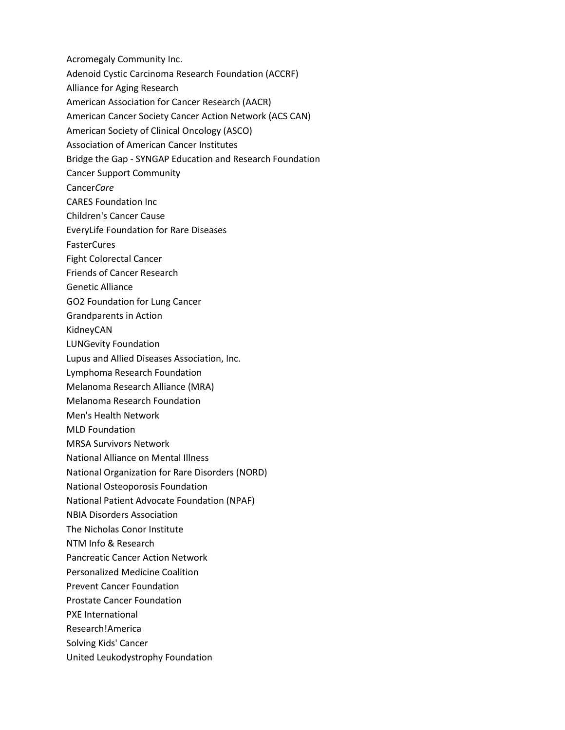Acromegaly Community Inc.

Adenoid Cystic Carcinoma Research Foundation (ACCRF)

Alliance for Aging Research

American Association for Cancer Research (AACR)

American Cancer Society Cancer Action Network (ACS CAN)

American Society of Clinical Oncology (ASCO)

Association of American Cancer Institutes

Bridge the Gap - SYNGAP Education and Research Foundation

Cancer Support Community

Cancer*Care*

CARES Foundation Inc

Children's Cancer Cause

EveryLife Foundation for Rare Diseases

FasterCures

Fight Colorectal Cancer

Friends of Cancer Research

Genetic Alliance

GO2 Foundation for Lung Cancer

Grandparents in Action

KidneyCAN

LUNGevity Foundation

Lupus and Allied Diseases Association, Inc.

Lymphoma Research Foundation

Melanoma Research Alliance (MRA)

Melanoma Research Foundation

Men's Health Network

MLD Foundation

MRSA Survivors Network

National Alliance on Mental Illness

National Organization for Rare Disorders (NORD)

National Osteoporosis Foundation

National Patient Advocate Foundation (NPAF)

NBIA Disorders Association

The Nicholas Conor Institute

NTM Info & Research

Pancreatic Cancer Action Network

Personalized Medicine Coalition

Prevent Cancer Foundation

Prostate Cancer Foundation

PXE International

Research!America

Solving Kids' Cancer

United Leukodystrophy Foundation